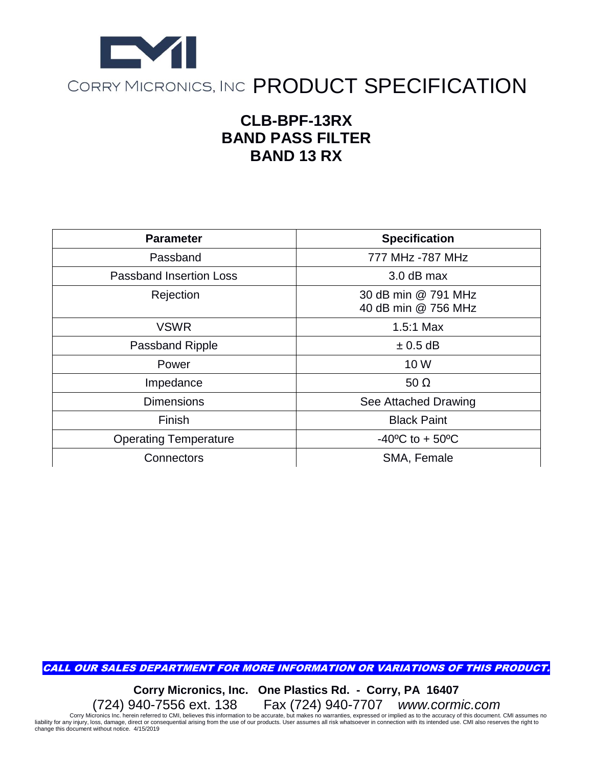CORRY MICRONICS, INC PRODUCT SPECIFICATION

# CLB-BPF-13RX
# BAND PASS FILTER
# BAND 13 RX

| Parameter | Specification |
|---|---|
| Passband | 777 MHz -787 MHz |
| Passband Insertion Loss | 3.0 dB max |
| Rejection | 30 dB min @ 791 MHz<br>40 dB min @ 756 MHz |
| VSWR | 1.5:1 Max |
| Passband Ripple | ± 0.5 dB |
| Power | 10 W |
| Impedance | 50 Ω |
| Dimensions | See Attached Drawing |
| Finish | Black Paint |
| Operating Temperature | -40ºC to + 50ºC |
| Connectors | SMA, Female |

***CALL OUR SALES DEPARTMENT FOR MORE INFORMATION OR VARIATIONS OF THIS PRODUCT.***

**Corry Micronics, Inc. One Plastics Rd. - Corry, PA 16407**

(724) 940-7556 ext. 138 Fax (724) 940-7707 *www.cormic.com*

Corry Micronics Inc. herein referred to CMI, believes this information to be accurate, but makes no warranties, expressed or implied as to the accuracy of this document. CMI assumes no liability for any injury, loss, damage, direct or consequential arising from the use of our products. User assumes all risk whatsoever in connection with its intended use. CMI also reserves the right to change this document without notice. 4/15/2019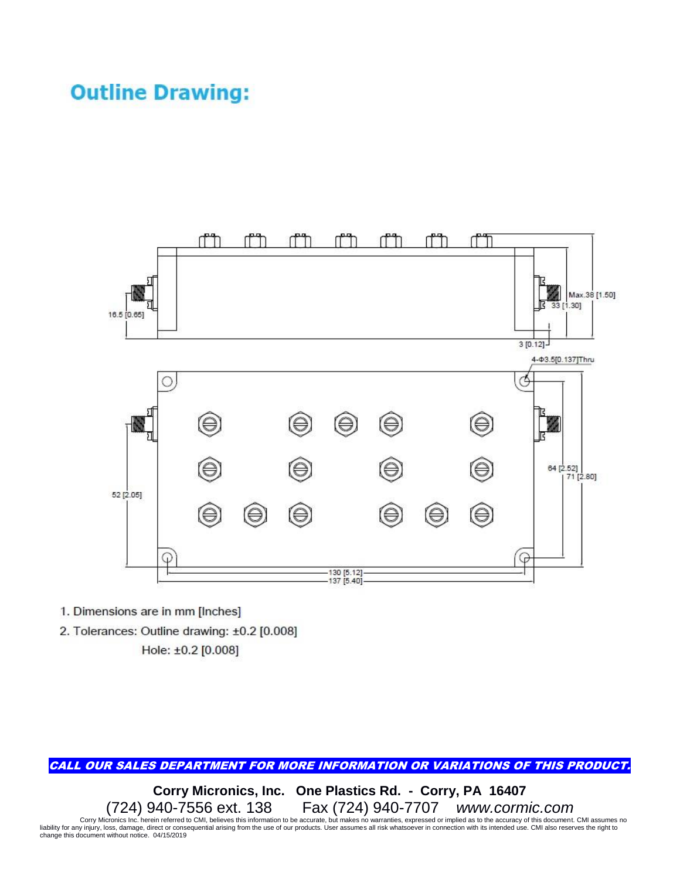## Outline Drawing:

16.5 [0.65]

Max.38 [1.50]

33 [1.30]

3 [0.12]

4-Φ3.5[0.137]Thru

52 [2.05]

64 [2.52]

71 [2.80]

130 [5.12]

137 [5.40]

1. Dimensions are in mm [Inches]
2. Tolerances: Outline drawing: ±0.2 [0.008]

   Hole: ±0.2 [0.008]

***CALL OUR SALES DEPARTMENT FOR MORE INFORMATION OR VARIATIONS OF THIS PRODUCT.***

**Corry Micronics, Inc. One Plastics Rd. - Corry, PA 16407**

(724) 940-7556 ext. 138 Fax (724) 940-7707 *www.cormic.com*

Corry Micronics Inc. herein referred to CMI, believes this information to be accurate, but makes no warranties, expressed or implied as to the accuracy of this document. CMI assumes no liability for any injury, loss, damage, direct or consequential arising from the use of our products. User assumes all risk whatsoever in connection with its intended use. CMI also reserves the right to change this document without notice. 04/15/2019